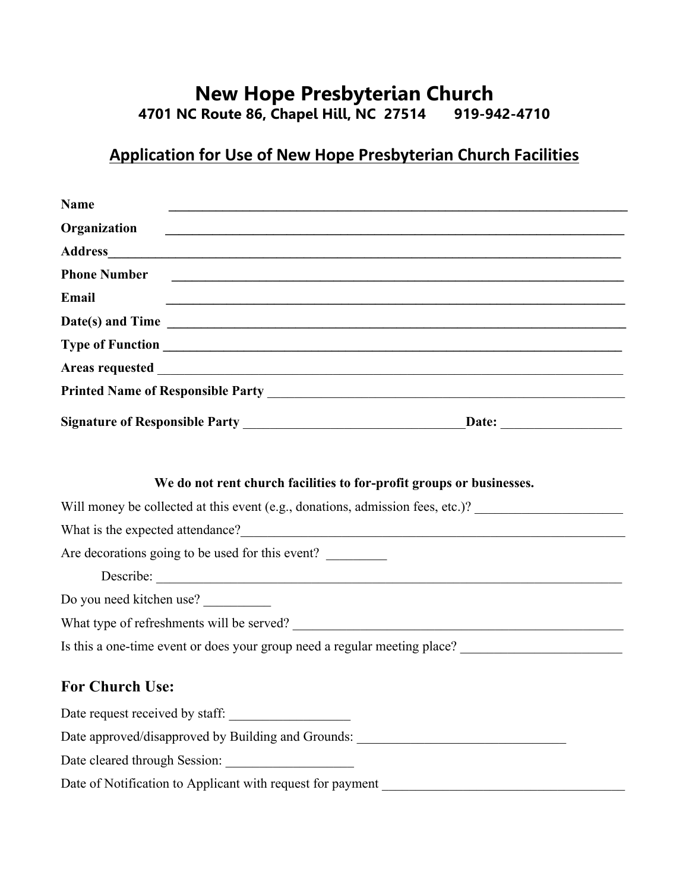# New Hope Presbyterian Church

**4701 NC Route 86, Chapel Hill, NC 27514 919-942-4710**

## Application for Use of New Hope Presbyterian Church Facilities

**Name** ______________________________________________________________________

**Organization** ______________________________________________________________________

**Address**______________________________________________________________________

**Phone Number** ______________________________________________________________________

**Email** ______________________________________________________________________

**Date(s) and Time** ______________________________________________________________________

**Type of Function** ______________________________________________________________________

**Areas requested** ______________________________________________________________________

**Printed Name of Responsible Party** ________________________________________________________

**Signature of Responsible Party** _________________________________**Date:** __________________

**We do not rent church facilities to for-profit groups or businesses.**

Will money be collected at this event (e.g., donations, admission fees, etc.)? ______________________

What is the expected attendance?______________________________________________________________

Are decorations going to be used for this event? _________

Describe: ______________________________________________________________________

Do you need kitchen use? __________

What type of refreshments will be served? __________________________________________________

Is this a one-time event or does your group need a regular meeting place? ________________________

### For Church Use:

Date request received by staff: __________________

Date approved/disapproved by Building and Grounds: _______________________________

Date cleared through Session: ___________________

Date of Notification to Applicant with request for payment ____________________________________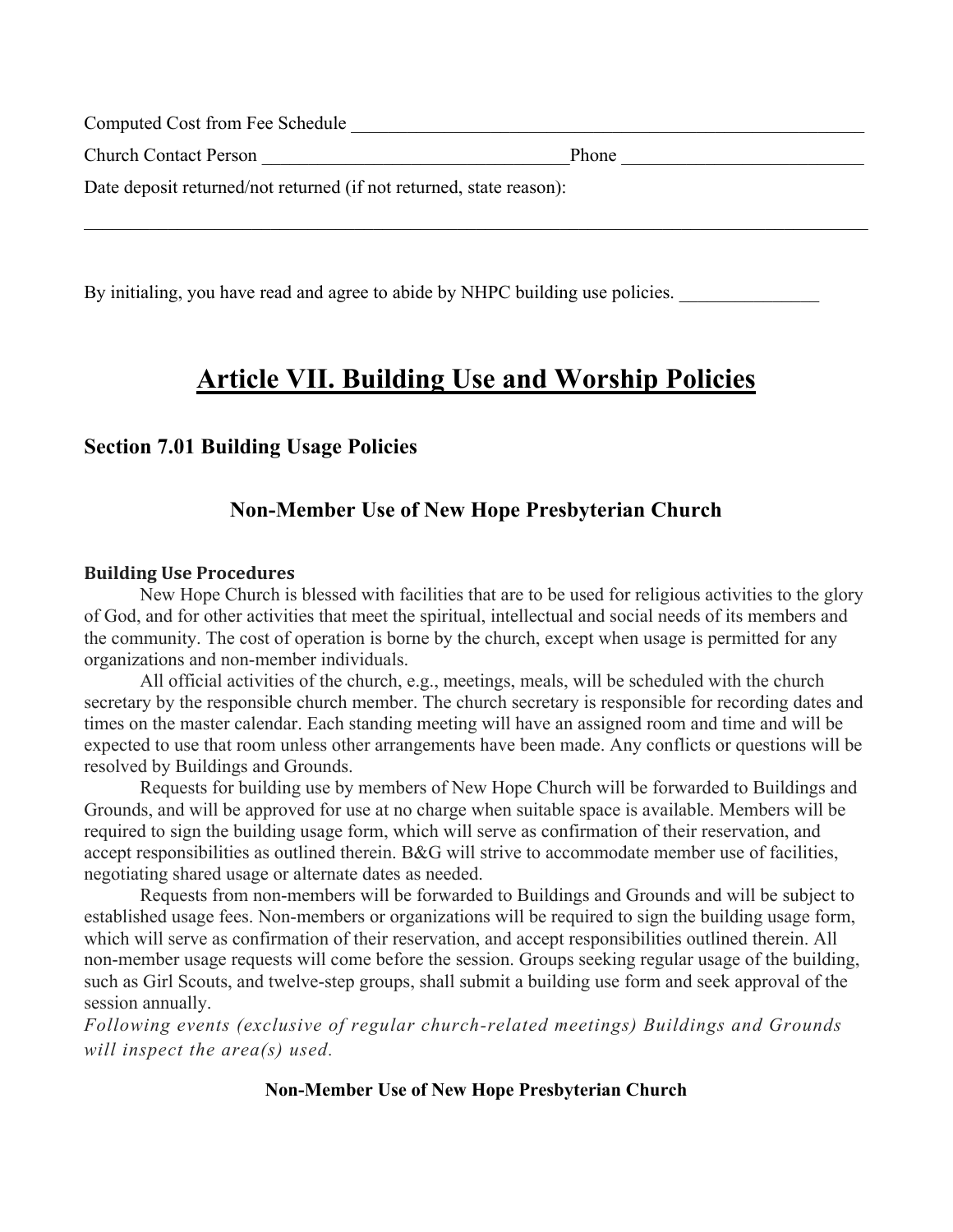Computed Cost from Fee Schedule ___________________________________________________________

Church Contact Person __________________________________Phone ___________________________

Date deposit returned/not returned (if not returned, state reason):

_____________________________________________________________________________________________

By initialing, you have read and agree to abide by NHPC building use policies. _______________

# Article VII. Building Use and Worship Policies

## Section 7.01 Building Usage Policies

### Non-Member Use of New Hope Presbyterian Church

**Building Use Procedures**

New Hope Church is blessed with facilities that are to be used for religious activities to the glory of God, and for other activities that meet the spiritual, intellectual and social needs of its members and the community. The cost of operation is borne by the church, except when usage is permitted for any organizations and non-member individuals.

All official activities of the church, e.g., meetings, meals, will be scheduled with the church secretary by the responsible church member. The church secretary is responsible for recording dates and times on the master calendar. Each standing meeting will have an assigned room and time and will be expected to use that room unless other arrangements have been made. Any conflicts or questions will be resolved by Buildings and Grounds.

Requests for building use by members of New Hope Church will be forwarded to Buildings and Grounds, and will be approved for use at no charge when suitable space is available. Members will be required to sign the building usage form, which will serve as confirmation of their reservation, and accept responsibilities as outlined therein. B&G will strive to accommodate member use of facilities, negotiating shared usage or alternate dates as needed.

Requests from non-members will be forwarded to Buildings and Grounds and will be subject to established usage fees. Non-members or organizations will be required to sign the building usage form, which will serve as confirmation of their reservation, and accept responsibilities outlined therein. All non-member usage requests will come before the session. Groups seeking regular usage of the building, such as Girl Scouts, and twelve-step groups, shall submit a building use form and seek approval of the session annually.

*Following events (exclusive of regular church-related meetings) Buildings and Grounds will inspect the area(s) used.*

**Non-Member Use of New Hope Presbyterian Church**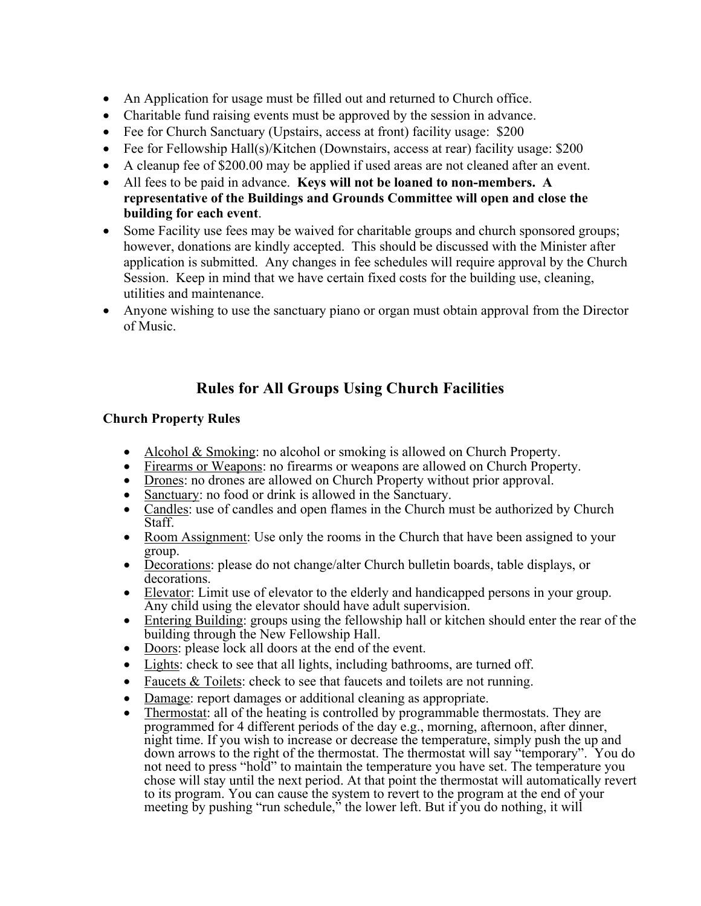- An Application for usage must be filled out and returned to Church office.
- Charitable fund raising events must be approved by the session in advance.
- Fee for Church Sanctuary (Upstairs, access at front) facility usage: $200
- Fee for Fellowship Hall(s)/Kitchen (Downstairs, access at rear) facility usage: $200
- A cleanup fee of $200.00 may be applied if used areas are not cleaned after an event.
- All fees to be paid in advance. **Keys will not be loaned to non-members. A representative of the Buildings and Grounds Committee will open and close the building for each event**.
- Some Facility use fees may be waived for charitable groups and church sponsored groups; however, donations are kindly accepted. This should be discussed with the Minister after application is submitted. Any changes in fee schedules will require approval by the Church Session. Keep in mind that we have certain fixed costs for the building use, cleaning, utilities and maintenance.
- Anyone wishing to use the sanctuary piano or organ must obtain approval from the Director of Music.

## Rules for All Groups Using Church Facilities

### Church Property Rules

- Alcohol & Smoking: no alcohol or smoking is allowed on Church Property.
- Firearms or Weapons: no firearms or weapons are allowed on Church Property.
- Drones: no drones are allowed on Church Property without prior approval.
- Sanctuary: no food or drink is allowed in the Sanctuary.
- Candles: use of candles and open flames in the Church must be authorized by Church Staff.
- Room Assignment: Use only the rooms in the Church that have been assigned to your group.
- Decorations: please do not change/alter Church bulletin boards, table displays, or decorations.
- Elevator: Limit use of elevator to the elderly and handicapped persons in your group. Any child using the elevator should have adult supervision.
- Entering Building: groups using the fellowship hall or kitchen should enter the rear of the building through the New Fellowship Hall.
- Doors: please lock all doors at the end of the event.
- Lights: check to see that all lights, including bathrooms, are turned off.
- Faucets & Toilets: check to see that faucets and toilets are not running.
- Damage: report damages or additional cleaning as appropriate.
- Thermostat: all of the heating is controlled by programmable thermostats. They are programmed for 4 different periods of the day e.g., morning, afternoon, after dinner, night time. If you wish to increase or decrease the temperature, simply push the up and down arrows to the right of the thermostat. The thermostat will say "temporary". You do not need to press "hold" to maintain the temperature you have set. The temperature you chose will stay until the next period. At that point the thermostat will automatically revert to its program. You can cause the system to revert to the program at the end of your meeting by pushing "run schedule," the lower left. But if you do nothing, it will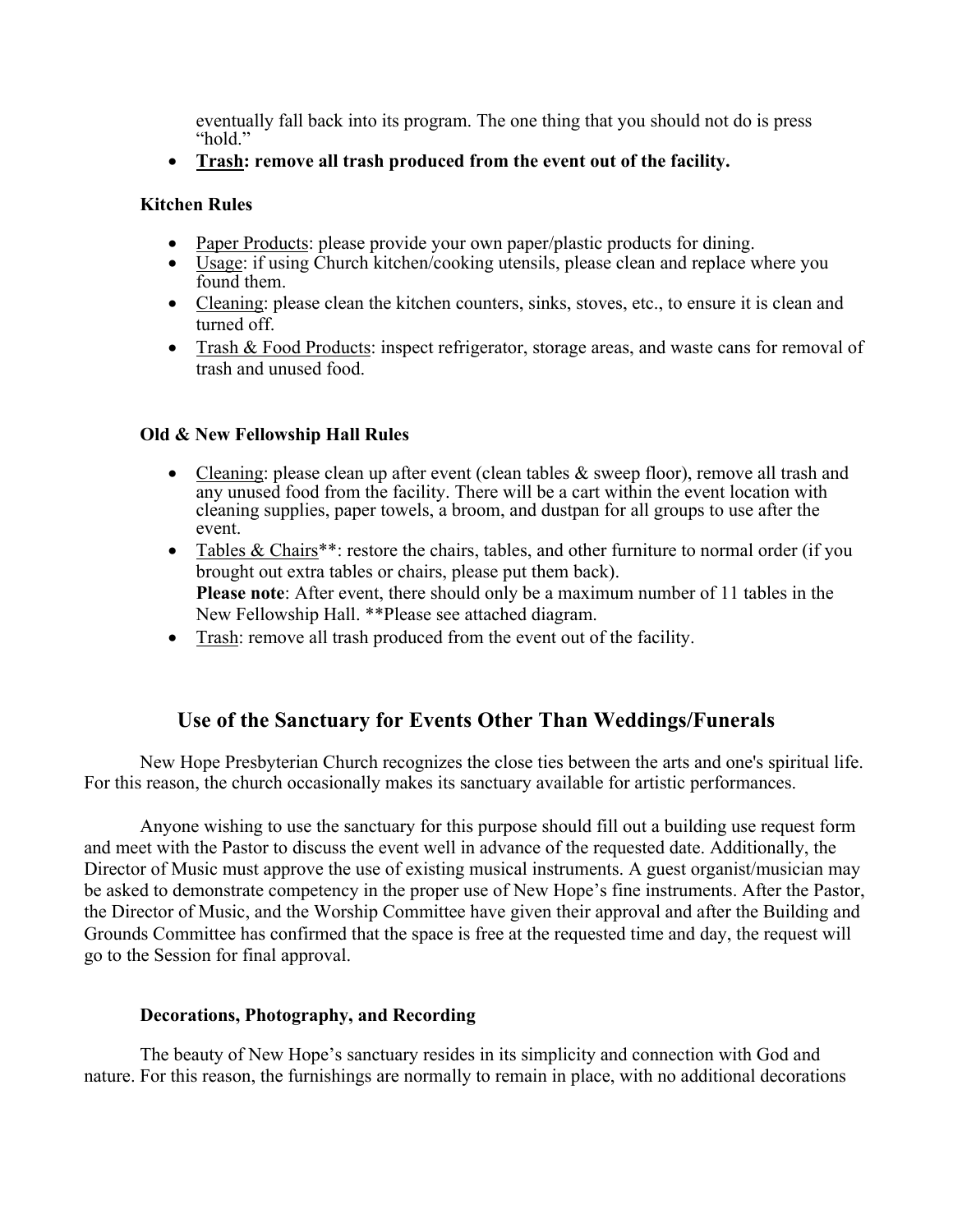eventually fall back into its program. The one thing that you should not do is press "hold."

- **<u>Trash</u>: remove all trash produced from the event out of the facility.**

### Kitchen Rules

- <u>Paper Products</u>: please provide your own paper/plastic products for dining.
- <u>Usage</u>: if using Church kitchen/cooking utensils, please clean and replace where you found them.
- <u>Cleaning</u>: please clean the kitchen counters, sinks, stoves, etc., to ensure it is clean and turned off.
- <u>Trash & Food Products</u>: inspect refrigerator, storage areas, and waste cans for removal of trash and unused food.

### Old & New Fellowship Hall Rules

- <u>Cleaning</u>: please clean up after event (clean tables & sweep floor), remove all trash and any unused food from the facility. There will be a cart within the event location with cleaning supplies, paper towels, a broom, and dustpan for all groups to use after the event.
- <u>Tables & Chairs</u>**: restore the chairs, tables, and other furniture to normal order (if you brought out extra tables or chairs, please put them back).
  **Please note**: After event, there should only be a maximum number of 11 tables in the New Fellowship Hall. **Please see attached diagram.
- <u>Trash</u>: remove all trash produced from the event out of the facility.

## Use of the Sanctuary for Events Other Than Weddings/Funerals

New Hope Presbyterian Church recognizes the close ties between the arts and one's spiritual life. For this reason, the church occasionally makes its sanctuary available for artistic performances.

Anyone wishing to use the sanctuary for this purpose should fill out a building use request form and meet with the Pastor to discuss the event well in advance of the requested date. Additionally, the Director of Music must approve the use of existing musical instruments. A guest organist/musician may be asked to demonstrate competency in the proper use of New Hope's fine instruments. After the Pastor, the Director of Music, and the Worship Committee have given their approval and after the Building and Grounds Committee has confirmed that the space is free at the requested time and day, the request will go to the Session for final approval.

### Decorations, Photography, and Recording

The beauty of New Hope's sanctuary resides in its simplicity and connection with God and nature. For this reason, the furnishings are normally to remain in place, with no additional decorations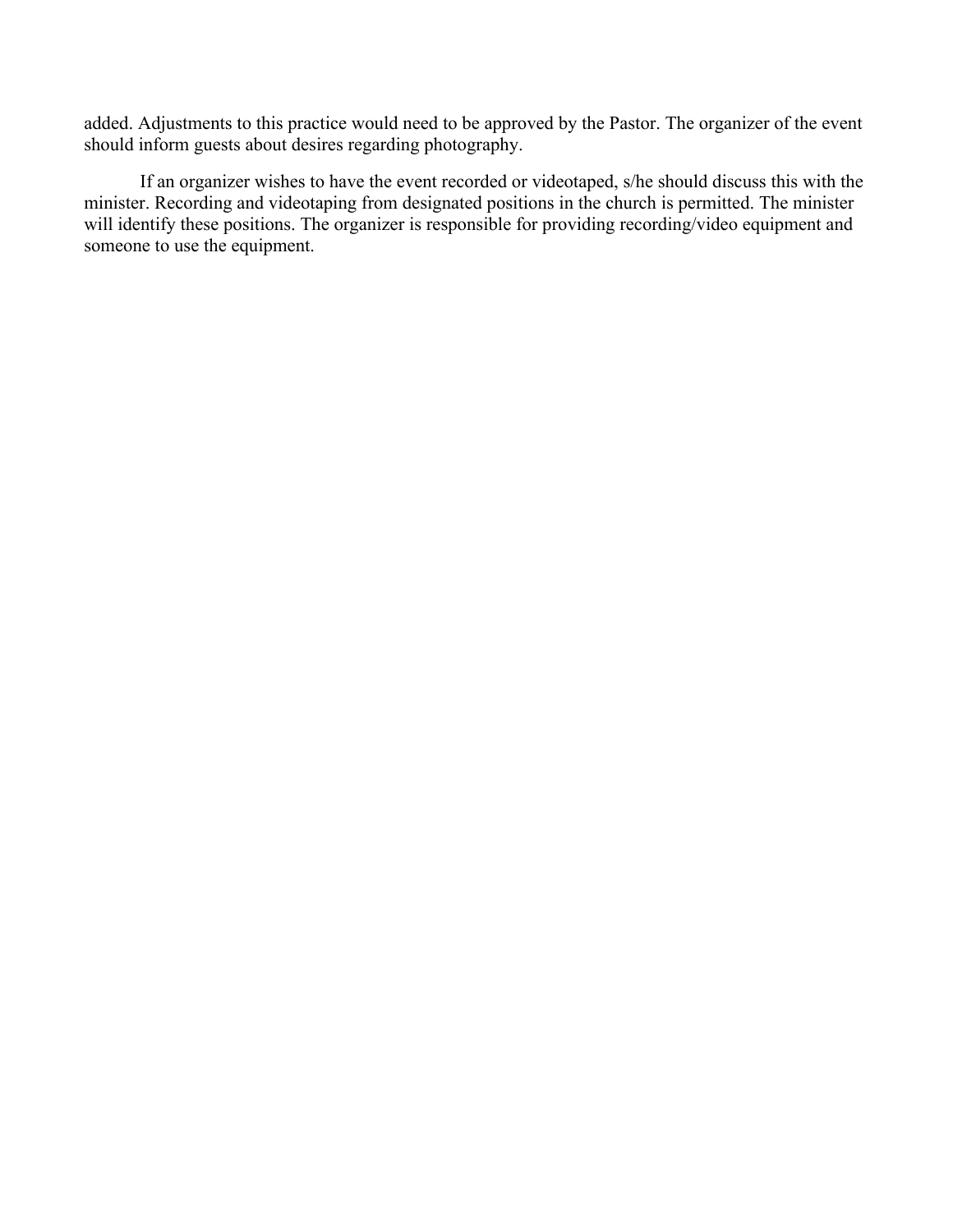added. Adjustments to this practice would need to be approved by the Pastor. The organizer of the event should inform guests about desires regarding photography.

If an organizer wishes to have the event recorded or videotaped, s/he should discuss this with the minister. Recording and videotaping from designated positions in the church is permitted. The minister will identify these positions. The organizer is responsible for providing recording/video equipment and someone to use the equipment.